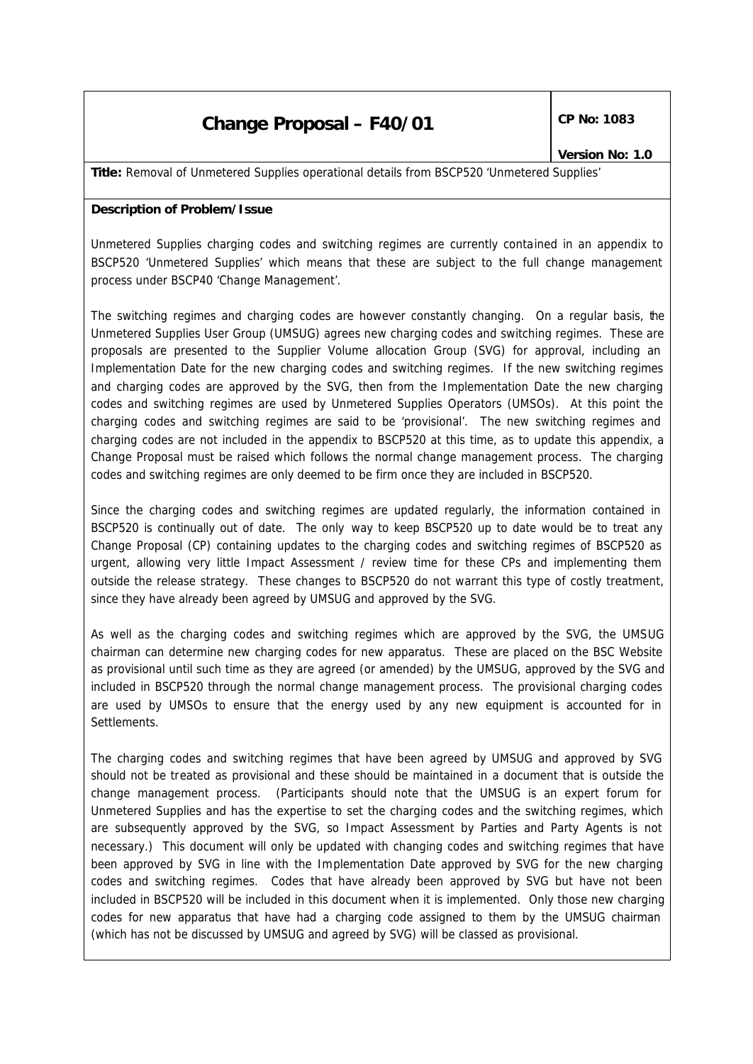# Change Proposal – F40/01

**CP No: 1083**

**Version No: 1.0**

**Title:** Removal of Unmetered Supplies operational details from BSCP520 'Unmetered Supplies'

**Description of Problem/Issue**

Unmetered Supplies charging codes and switching regimes are currently contained in an appendix to BSCP520 'Unmetered Supplies' which means that these are subject to the full change management process under BSCP40 'Change Management'.

The switching regimes and charging codes are however constantly changing. On a regular basis, the Unmetered Supplies User Group (UMSUG) agrees new charging codes and switching regimes. These are proposals are presented to the Supplier Volume allocation Group (SVG) for approval, including an Implementation Date for the new charging codes and switching regimes. If the new switching regimes and charging codes are approved by the SVG, then from the Implementation Date the new charging codes and switching regimes are used by Unmetered Supplies Operators (UMSOs). At this point the charging codes and switching regimes are said to be 'provisional'. The new switching regimes and charging codes are not included in the appendix to BSCP520 at this time, as to update this appendix, a Change Proposal must be raised which follows the normal change management process. The charging codes and switching regimes are only deemed to be firm once they are included in BSCP520.

Since the charging codes and switching regimes are updated regularly, the information contained in BSCP520 is continually out of date. The only way to keep BSCP520 up to date would be to treat any Change Proposal (CP) containing updates to the charging codes and switching regimes of BSCP520 as urgent, allowing very little Impact Assessment / review time for these CPs and implementing them outside the release strategy. These changes to BSCP520 do not warrant this type of costly treatment, since they have already been agreed by UMSUG and approved by the SVG.

As well as the charging codes and switching regimes which are approved by the SVG, the UMSUG chairman can determine new charging codes for new apparatus. These are placed on the BSC Website as provisional until such time as they are agreed (or amended) by the UMSUG, approved by the SVG and included in BSCP520 through the normal change management process. The provisional charging codes are used by UMSOs to ensure that the energy used by any new equipment is accounted for in Settlements.

The charging codes and switching regimes that have been agreed by UMSUG and approved by SVG should not be treated as provisional and these should be maintained in a document that is outside the change management process. (Participants should note that the UMSUG is an expert forum for Unmetered Supplies and has the expertise to set the charging codes and the switching regimes, which are subsequently approved by the SVG, so Impact Assessment by Parties and Party Agents is not necessary.) This document will only be updated with changing codes and switching regimes that have been approved by SVG in line with the Implementation Date approved by SVG for the new charging codes and switching regimes. Codes that have already been approved by SVG but have not been included in BSCP520 will be included in this document when it is implemented. Only those new charging codes for new apparatus that have had a charging code assigned to them by the UMSUG chairman (which has not be discussed by UMSUG and agreed by SVG) will be classed as provisional.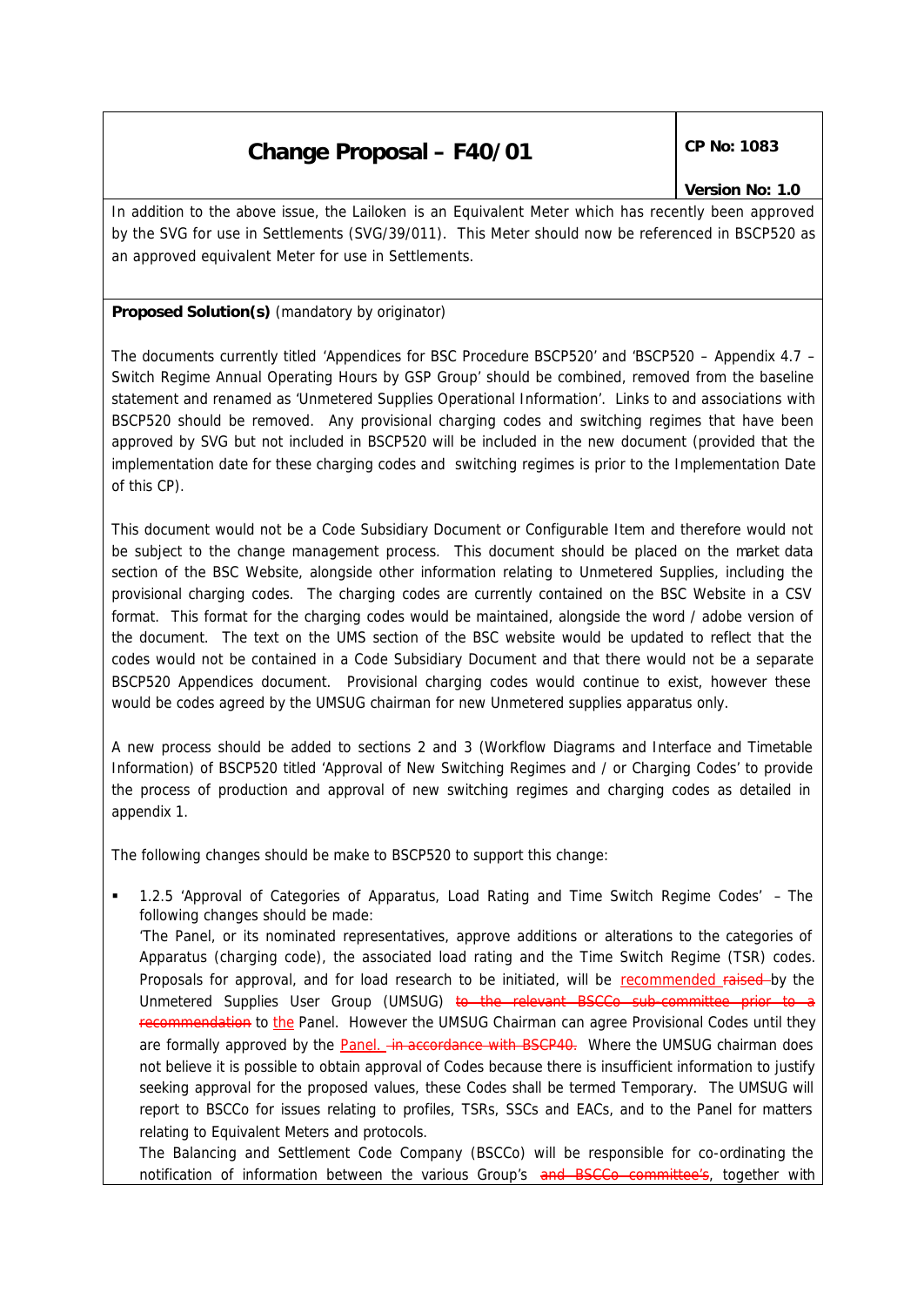In addition to the above issue, the Lailoken is an Equivalent Meter which has recently been approved by the SVG for use in Settlements (SVG/39/011). This Meter should now be referenced in BSCP520 as an approved equivalent Meter for use in Settlements.

**Proposed Solution(s)** (mandatory by originator)

The documents currently titled 'Appendices for BSC Procedure BSCP520' and 'BSCP520 – Appendix 4.7 – Switch Regime Annual Operating Hours by GSP Group' should be combined, removed from the baseline statement and renamed as 'Unmetered Supplies Operational Information'. Links to and associations with BSCP520 should be removed. Any provisional charging codes and switching regimes that have been approved by SVG but not included in BSCP520 will be included in the new document (provided that the implementation date for these charging codes and switching regimes is prior to the Implementation Date of this CP).

This document would not be a Code Subsidiary Document or Configurable Item and therefore would not be subject to the change management process. This document should be placed on the market data section of the BSC Website, alongside other information relating to Unmetered Supplies, including the provisional charging codes. The charging codes are currently contained on the BSC Website in a CSV format. This format for the charging codes would be maintained, alongside the word / adobe version of the document. The text on the UMS section of the BSC website would be updated to reflect that the codes would not be contained in a Code Subsidiary Document and that there would not be a separate BSCP520 Appendices document. Provisional charging codes would continue to exist, however these would be codes agreed by the UMSUG chairman for new Unmetered supplies apparatus only.

A new process should be added to sections 2 and 3 (Workflow Diagrams and Interface and Timetable Information) of BSCP520 titled 'Approval of New Switching Regimes and / or Charging Codes' to provide the process of production and approval of new switching regimes and charging codes as detailed in appendix 1.

The following changes should be make to BSCP520 to support this change:

- 1.2.5 'Approval of Categories of Apparatus, Load Rating and Time Switch Regime Codes' – The following changes should be made:
  'The Panel, or its nominated representatives, approve additions or alterations to the categories of Apparatus (charging code), the associated load rating and the Time Switch Regime (TSR) codes. Proposals for approval, and for load research to be initiated, will be <u>recommended</u> ~~raised~~ by the Unmetered Supplies User Group (UMSUG) ~~to the relevant BSCCo sub-committee prior to a recommendation~~ to <u>the</u> Panel. However the UMSUG Chairman can agree Provisional Codes until they are formally approved by the <u>Panel.</u> ~~in accordance with BSCP40.~~ Where the UMSUG chairman does not believe it is possible to obtain approval of Codes because there is insufficient information to justify seeking approval for the proposed values, these Codes shall be termed Temporary. The UMSUG will report to BSCCo for issues relating to profiles, TSRs, SSCs and EACs, and to the Panel for matters relating to Equivalent Meters and protocols.
  The Balancing and Settlement Code Company (BSCCo) will be responsible for co-ordinating the notification of information between the various Group's ~~and BSCCo committee's~~, together with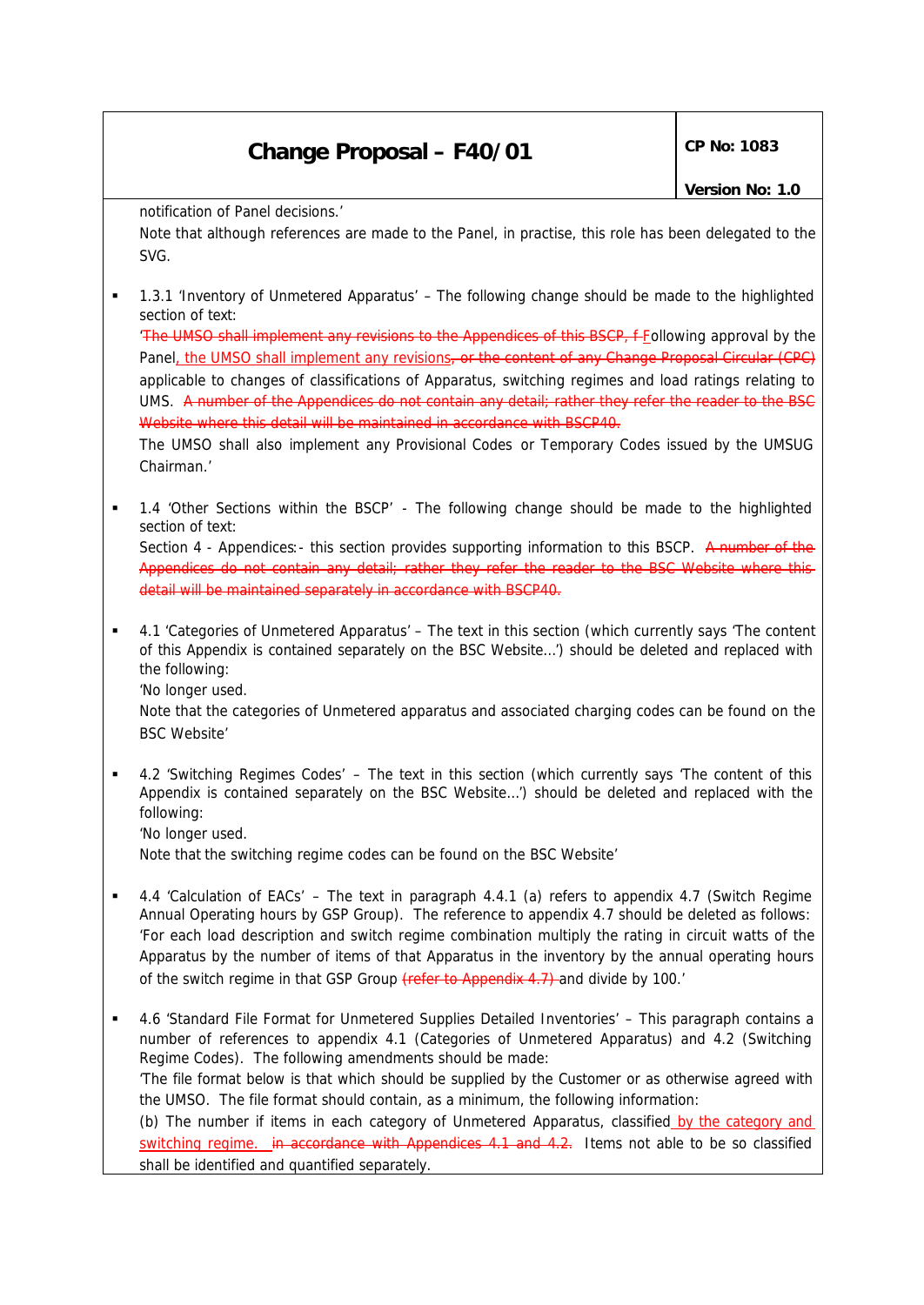notification of Panel decisions.'

Note that although references are made to the Panel, in practise, this role has been delegated to the SVG.

- 1.3.1 'Inventory of Unmetered Apparatus' – The following change should be made to the highlighted section of text:

  '~~The UMSO shall implement any revisions to the Appendices of this BSCP, f~~ <u>F</u>ollowing approval by the Panel<u>, the UMSO shall implement any revisions</u>~~, or the content of any Change Proposal Circular (CPC)~~ applicable to changes of classifications of Apparatus, switching regimes and load ratings relating to UMS. ~~A number of the Appendices do not contain any detail; rather they refer the reader to the BSC Website where this detail will be maintained in accordance with BSCP40.~~

  The UMSO shall also implement any Provisional Codes or Temporary Codes issued by the UMSUG Chairman.'

- 1.4 'Other Sections within the BSCP' - The following change should be made to the highlighted section of text:

  Section 4 - Appendices:- this section provides supporting information to this BSCP. ~~A number of the Appendices do not contain any detail; rather they refer the reader to the BSC Website where this detail will be maintained separately in accordance with BSCP40.~~

- 4.1 'Categories of Unmetered Apparatus' – The text in this section (which currently says 'The content of this Appendix is contained separately on the BSC Website…') should be deleted and replaced with the following:

  'No longer used.

  Note that the categories of Unmetered apparatus and associated charging codes can be found on the BSC Website'

- 4.2 'Switching Regimes Codes' – The text in this section (which currently says 'The content of this Appendix is contained separately on the BSC Website…') should be deleted and replaced with the following:

  'No longer used.

  Note that the switching regime codes can be found on the BSC Website'

- 4.4 'Calculation of EACs' – The text in paragraph 4.4.1 (a) refers to appendix 4.7 (Switch Regime Annual Operating hours by GSP Group). The reference to appendix 4.7 should be deleted as follows:

  'For each load description and switch regime combination multiply the rating in circuit watts of the Apparatus by the number of items of that Apparatus in the inventory by the annual operating hours of the switch regime in that GSP Group ~~(refer to Appendix 4.7)~~ and divide by 100.'

- 4.6 'Standard File Format for Unmetered Supplies Detailed Inventories' – This paragraph contains a number of references to appendix 4.1 (Categories of Unmetered Apparatus) and 4.2 (Switching Regime Codes). The following amendments should be made:

  'The file format below is that which should be supplied by the Customer or as otherwise agreed with the UMSO. The file format should contain, as a minimum, the following information:

  (b) The number if items in each category of Unmetered Apparatus, classified<u> by the category and switching regime. </u> ~~in accordance with Appendices 4.1 and 4.2.~~ Items not able to be so classified shall be identified and quantified separately.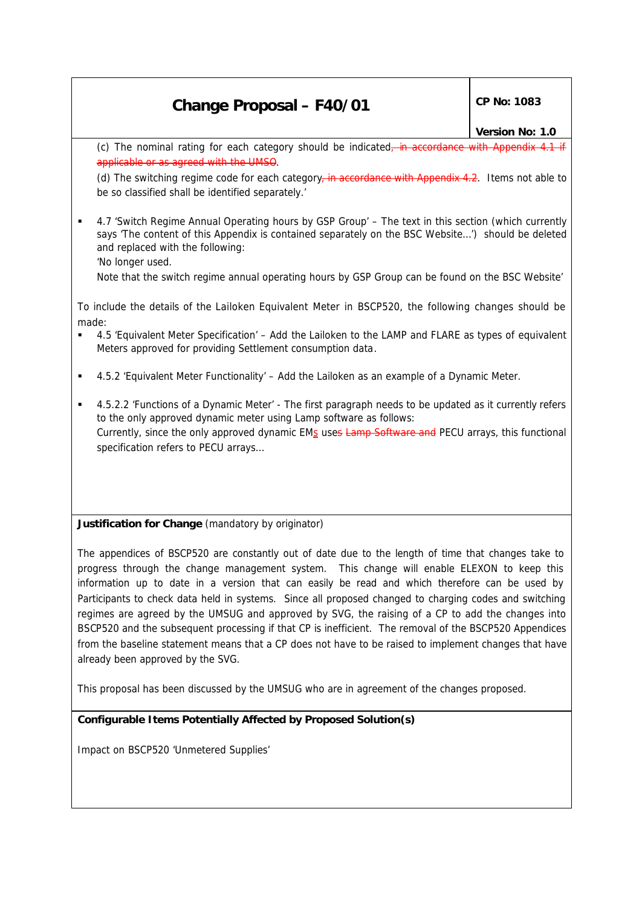(c) The nominal rating for each category should be indicated~~, in accordance with Appendix 4.1 if applicable or as agreed with the UMSO~~.

(d) The switching regime code for each category~~, in accordance with Appendix 4.2~~. Items not able to be so classified shall be identified separately.'

- 4.7 'Switch Regime Annual Operating hours by GSP Group' – The text in this section (which currently says 'The content of this Appendix is contained separately on the BSC Website…') should be deleted and replaced with the following:
  'No longer used.
  Note that the switch regime annual operating hours by GSP Group can be found on the BSC Website'

To include the details of the Lailoken Equivalent Meter in BSCP520, the following changes should be made:

- 4.5 'Equivalent Meter Specification' – Add the Lailoken to the LAMP and FLARE as types of equivalent Meters approved for providing Settlement consumption data.
- 4.5.2 'Equivalent Meter Functionality' – Add the Lailoken as an example of a Dynamic Meter.
- 4.5.2.2 'Functions of a Dynamic Meter' - The first paragraph needs to be updated as it currently refers to the only approved dynamic meter using Lamp software as follows:
  Currently, since the only approved dynamic EMs uses ~~Lamp Software and~~ PECU arrays, this functional specification refers to PECU arrays…

**Justification for Change** (mandatory by originator)

The appendices of BSCP520 are constantly out of date due to the length of time that changes take to progress through the change management system. This change will enable ELEXON to keep this information up to date in a version that can easily be read and which therefore can be used by Participants to check data held in systems. Since all proposed changed to charging codes and switching regimes are agreed by the UMSUG and approved by SVG, the raising of a CP to add the changes into BSCP520 and the subsequent processing if that CP is inefficient. The removal of the BSCP520 Appendices from the baseline statement means that a CP does not have to be raised to implement changes that have already been approved by the SVG.

This proposal has been discussed by the UMSUG who are in agreement of the changes proposed.

**Configurable Items Potentially Affected by Proposed Solution(s)**

Impact on BSCP520 'Unmetered Supplies'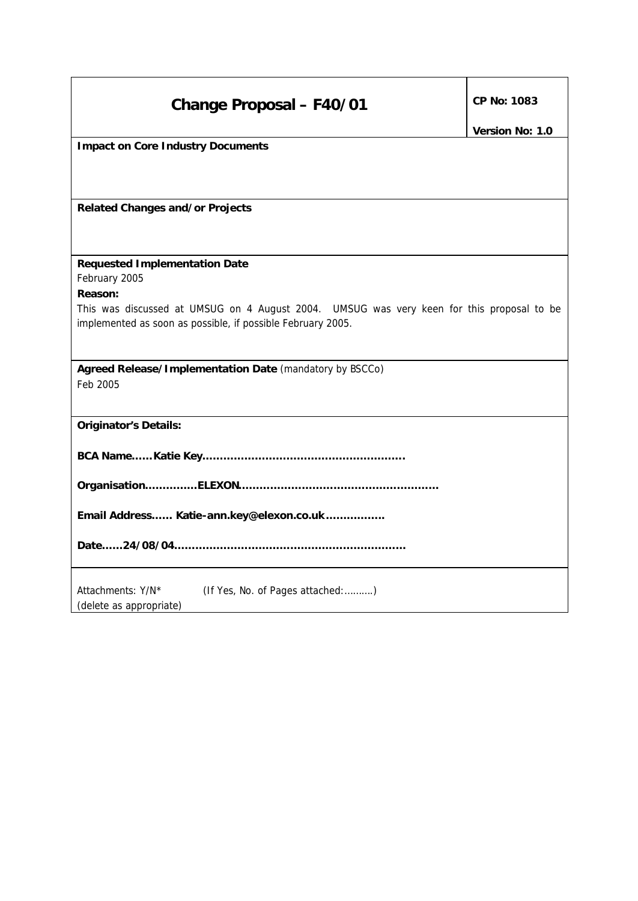| Change Proposal – F40/01 | CP No: 1083<br><br>Version No: 1.0 |
|---|---|

**Impact on Core Industry Documents**

**Related Changes and/or Projects**

**Requested Implementation Date**

February 2005

**Reason:**

This was discussed at UMSUG on 4 August 2004. UMSUG was very keen for this proposal to be implemented as soon as possible, if possible February 2005.

**Agreed Release/Implementation Date** (mandatory by BSCCo)

Feb 2005

**Originator's Details:**

**BCA Name……Katie Key…………………………………………………….**

**Organisation……………ELEXON…………………………………………………..**

**Email Address…… Katie-ann.key@elexon.co.uk……………..**

**Date……24/08/04…………………………………………………………..**

Attachments: Y/N* (If Yes, No. of Pages attached:……….)
(delete as appropriate)